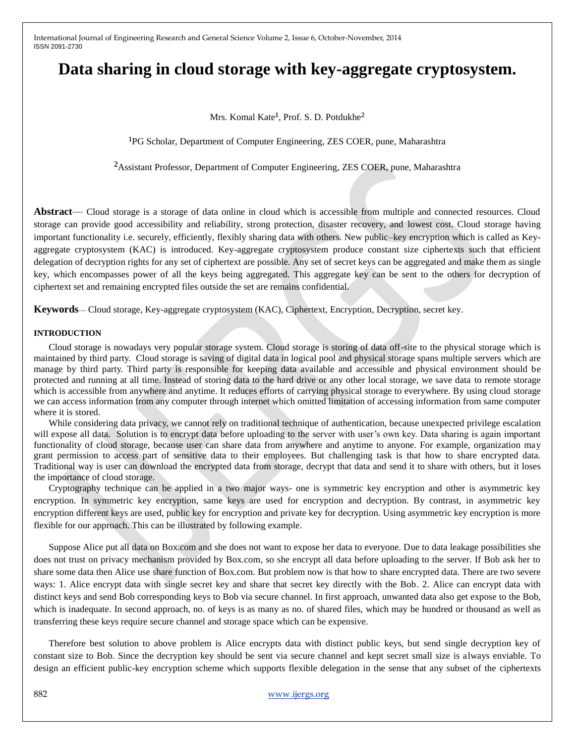# Data sharing in cloud storage with key-aggregate cryptosystem.

Mrs. Komal Kate[1], Prof. S. D. Potdukhe[2]

[1]PG Scholar, Department of Computer Engineering, ZES COER, pune, Maharashtra

[2]Assistant Professor, Department of Computer Engineering, ZES COER, pune, Maharashtra

**Abstract**— Cloud storage is a storage of data online in cloud which is accessible from multiple and connected resources. Cloud storage can provide good accessibility and reliability, strong protection, disaster recovery, and lowest cost. Cloud storage having important functionality i.e. securely, efficiently, flexibly sharing data with others. New public–key encryption which is called as Key-aggregate cryptosystem (KAC) is introduced. Key-aggregate cryptosystem produce constant size ciphertexts such that efficient delegation of decryption rights for any set of ciphertext are possible. Any set of secret keys can be aggregated and make them as single key, which encompasses power of all the keys being aggregated. This aggregate key can be sent to the others for decryption of ciphertext set and remaining encrypted files outside the set are remains confidential.

**Keywords**— Cloud storage, Key-aggregate cryptosystem (KAC), Ciphertext, Encryption, Decryption, secret key.

## INTRODUCTION

Cloud storage is nowadays very popular storage system. Cloud storage is storing of data off-site to the physical storage which is maintained by third party. Cloud storage is saving of digital data in logical pool and physical storage spans multiple servers which are manage by third party. Third party is responsible for keeping data available and accessible and physical environment should be protected and running at all time. Instead of storing data to the hard drive or any other local storage, we save data to remote storage which is accessible from anywhere and anytime. It reduces efforts of carrying physical storage to everywhere. By using cloud storage we can access information from any computer through internet which omitted limitation of accessing information from same computer where it is stored.

While considering data privacy, we cannot rely on traditional technique of authentication, because unexpected privilege escalation will expose all data. Solution is to encrypt data before uploading to the server with user's own key. Data sharing is again important functionality of cloud storage, because user can share data from anywhere and anytime to anyone. For example, organization may grant permission to access part of sensitive data to their employees. But challenging task is that how to share encrypted data. Traditional way is user can download the encrypted data from storage, decrypt that data and send it to share with others, but it loses the importance of cloud storage.

Cryptography technique can be applied in a two major ways- one is symmetric key encryption and other is asymmetric key encryption. In symmetric key encryption, same keys are used for encryption and decryption. By contrast, in asymmetric key encryption different keys are used, public key for encryption and private key for decryption. Using asymmetric key encryption is more flexible for our approach. This can be illustrated by following example.

Suppose Alice put all data on Box.com and she does not want to expose her data to everyone. Due to data leakage possibilities she does not trust on privacy mechanism provided by Box.com, so she encrypt all data before uploading to the server. If Bob ask her to share some data then Alice use share function of Box.com. But problem now is that how to share encrypted data. There are two severe ways: 1. Alice encrypt data with single secret key and share that secret key directly with the Bob. 2. Alice can encrypt data with distinct keys and send Bob corresponding keys to Bob via secure channel. In first approach, unwanted data also get expose to the Bob, which is inadequate. In second approach, no. of keys is as many as no. of shared files, which may be hundred or thousand as well as transferring these keys require secure channel and storage space which can be expensive.

Therefore best solution to above problem is Alice encrypts data with distinct public keys, but send single decryption key of constant size to Bob. Since the decryption key should be sent via secure channel and kept secret small size is always enviable. To design an efficient public-key encryption scheme which supports flexible delegation in the sense that any subset of the ciphertexts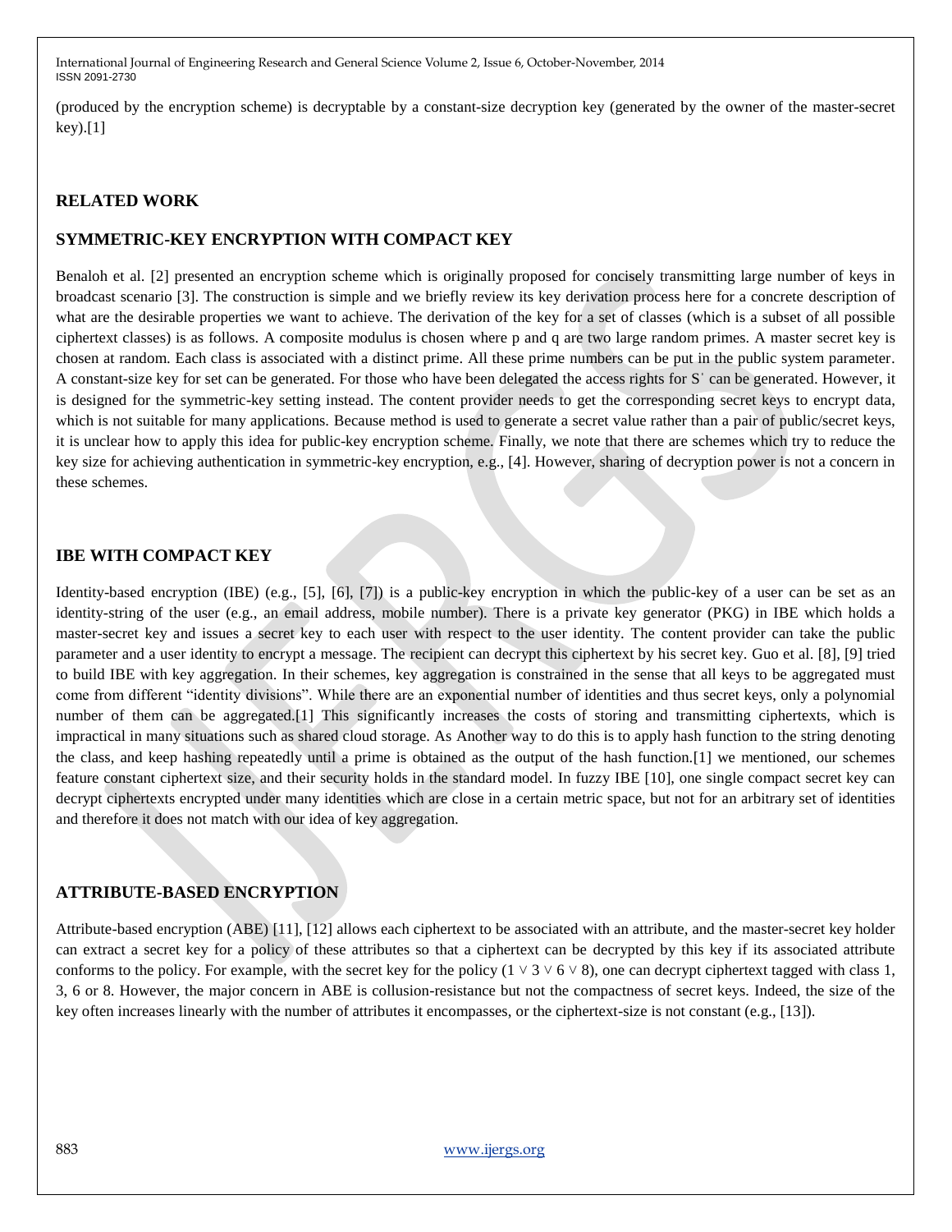(produced by the encryption scheme) is decryptable by a constant-size decryption key (generated by the owner of the master-secret key).[1]

## RELATED WORK

## SYMMETRIC-KEY ENCRYPTION WITH COMPACT KEY

Benaloh et al. [2] presented an encryption scheme which is originally proposed for concisely transmitting large number of keys in broadcast scenario [3]. The construction is simple and we briefly review its key derivation process here for a concrete description of what are the desirable properties we want to achieve. The derivation of the key for a set of classes (which is a subset of all possible ciphertext classes) is as follows. A composite modulus is chosen where p and q are two large random primes. A master secret key is chosen at random. Each class is associated with a distinct prime. All these prime numbers can be put in the public system parameter. A constant-size key for set can be generated. For those who have been delegated the access rights for S' can be generated. However, it is designed for the symmetric-key setting instead. The content provider needs to get the corresponding secret keys to encrypt data, which is not suitable for many applications. Because method is used to generate a secret value rather than a pair of public/secret keys, it is unclear how to apply this idea for public-key encryption scheme. Finally, we note that there are schemes which try to reduce the key size for achieving authentication in symmetric-key encryption, e.g., [4]. However, sharing of decryption power is not a concern in these schemes.

## IBE WITH COMPACT KEY

Identity-based encryption (IBE) (e.g., [5], [6], [7]) is a public-key encryption in which the public-key of a user can be set as an identity-string of the user (e.g., an email address, mobile number). There is a private key generator (PKG) in IBE which holds a master-secret key and issues a secret key to each user with respect to the user identity. The content provider can take the public parameter and a user identity to encrypt a message. The recipient can decrypt this ciphertext by his secret key. Guo et al. [8], [9] tried to build IBE with key aggregation. In their schemes, key aggregation is constrained in the sense that all keys to be aggregated must come from different "identity divisions". While there are an exponential number of identities and thus secret keys, only a polynomial number of them can be aggregated.[1] This significantly increases the costs of storing and transmitting ciphertexts, which is impractical in many situations such as shared cloud storage. As Another way to do this is to apply hash function to the string denoting the class, and keep hashing repeatedly until a prime is obtained as the output of the hash function.[1] we mentioned, our schemes feature constant ciphertext size, and their security holds in the standard model. In fuzzy IBE [10], one single compact secret key can decrypt ciphertexts encrypted under many identities which are close in a certain metric space, but not for an arbitrary set of identities and therefore it does not match with our idea of key aggregation.

## ATTRIBUTE-BASED ENCRYPTION

Attribute-based encryption (ABE) [11], [12] allows each ciphertext to be associated with an attribute, and the master-secret key holder can extract a secret key for a policy of these attributes so that a ciphertext can be decrypted by this key if its associated attribute conforms to the policy. For example, with the secret key for the policy $(1 \vee 3 \vee 6 \vee 8)$, one can decrypt ciphertext tagged with class 1, 3, 6 or 8. However, the major concern in ABE is collusion-resistance but not the compactness of secret keys. Indeed, the size of the key often increases linearly with the number of attributes it encompasses, or the ciphertext-size is not constant (e.g., [13]).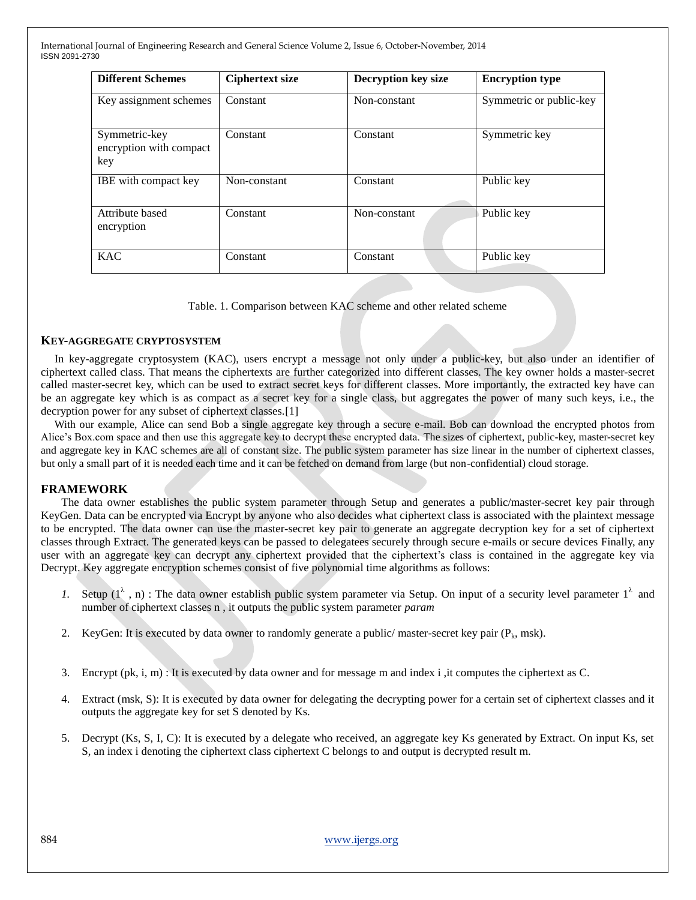| Different Schemes | Ciphertext size | Decryption key size | Encryption type |
|---|---|---|---|
| Key assignment schemes | Constant | Non-constant | Symmetric or public-key |
| Symmetric-key encryption with compact key | Constant | Constant | Symmetric key |
| IBE with compact key | Non-constant | Constant | Public key |
| Attribute based encryption | Constant | Non-constant | Public key |
| KAC | Constant | Constant | Public key |

Table. 1. Comparison between KAC scheme and other related scheme

## KEY-AGGREGATE CRYPTOSYSTEM

In key-aggregate cryptosystem (KAC), users encrypt a message not only under a public-key, but also under an identifier of ciphertext called class. That means the ciphertexts are further categorized into different classes. The key owner holds a master-secret called master-secret key, which can be used to extract secret keys for different classes. More importantly, the extracted key have can be an aggregate key which is as compact as a secret key for a single class, but aggregates the power of many such keys, i.e., the decryption power for any subset of ciphertext classes.[1]

With our example, Alice can send Bob a single aggregate key through a secure e-mail. Bob can download the encrypted photos from Alice's Box.com space and then use this aggregate key to decrypt these encrypted data. The sizes of ciphertext, public-key, master-secret key and aggregate key in KAC schemes are all of constant size. The public system parameter has size linear in the number of ciphertext classes, but only a small part of it is needed each time and it can be fetched on demand from large (but non-confidential) cloud storage.

## FRAMEWORK

The data owner establishes the public system parameter through Setup and generates a public/master-secret key pair through KeyGen. Data can be encrypted via Encrypt by anyone who also decides what ciphertext class is associated with the plaintext message to be encrypted. The data owner can use the master-secret key pair to generate an aggregate decryption key for a set of ciphertext classes through Extract. The generated keys can be passed to delegatees securely through secure e-mails or secure devices Finally, any user with an aggregate key can decrypt any ciphertext provided that the ciphertext's class is contained in the aggregate key via Decrypt. Key aggregate encryption schemes consist of five polynomial time algorithms as follows:

1. Setup ($1^{\lambda}$ , n) : The data owner establish public system parameter via Setup. On input of a security level parameter $1^{\lambda}$ and number of ciphertext classes n , it outputs the public system parameter *param*
2. KeyGen: It is executed by data owner to randomly generate a public/ master-secret key pair ($P_k$, msk).
3. Encrypt (pk, i, m) : It is executed by data owner and for message m and index i ,it computes the ciphertext as C.
4. Extract (msk, S): It is executed by data owner for delegating the decrypting power for a certain set of ciphertext classes and it outputs the aggregate key for set S denoted by Ks.
5. Decrypt (Ks, S, I, C): It is executed by a delegate who received, an aggregate key Ks generated by Extract. On input Ks, set S, an index i denoting the ciphertext class ciphertext C belongs to and output is decrypted result m.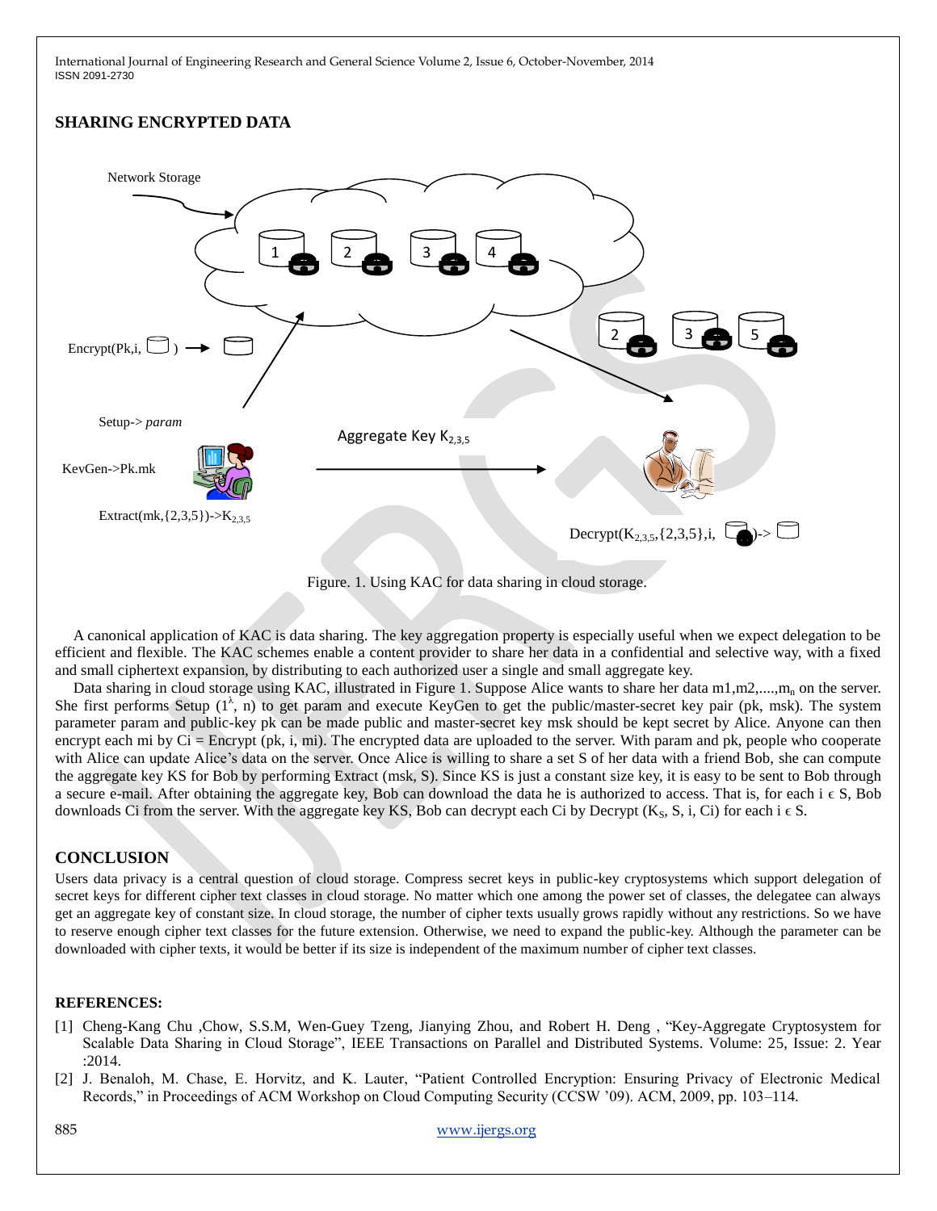## SHARING ENCRYPTED DATA

Figure. 1. Using KAC for data sharing in cloud storage.

A canonical application of KAC is data sharing. The key aggregation property is especially useful when we expect delegation to be efficient and flexible. The KAC schemes enable a content provider to share her data in a confidential and selective way, with a fixed and small ciphertext expansion, by distributing to each authorized user a single and small aggregate key.

Data sharing in cloud storage using KAC, illustrated in Figure 1. Suppose Alice wants to share her data $m1, m2, \ldots, m_n$ on the server. She first performs Setup ($1^{\lambda}$, n) to get param and execute KeyGen to get the public/master-secret key pair (pk, msk). The system parameter param and public-key pk can be made public and master-secret key msk should be kept secret by Alice. Anyone can then encrypt each mi by Ci = Encrypt (pk, i, mi). The encrypted data are uploaded to the server. With param and pk, people who cooperate with Alice can update Alice's data on the server. Once Alice is willing to share a set S of her data with a friend Bob, she can compute the aggregate key KS for Bob by performing Extract (msk, S). Since KS is just a constant size key, it is easy to be sent to Bob through a secure e-mail. After obtaining the aggregate key, Bob can download the data he is authorized to access. That is, for each $i \in S$, Bob downloads Ci from the server. With the aggregate key KS, Bob can decrypt each Ci by Decrypt ($K_S$, S, i, Ci) for each $i \in S$.

## CONCLUSION

Users data privacy is a central question of cloud storage. Compress secret keys in public-key cryptosystems which support delegation of secret keys for different cipher text classes in cloud storage. No matter which one among the power set of classes, the delegatee can always get an aggregate key of constant size. In cloud storage, the number of cipher texts usually grows rapidly without any restrictions. So we have to reserve enough cipher text classes for the future extension. Otherwise, we need to expand the public-key. Although the parameter can be downloaded with cipher texts, it would be better if its size is independent of the maximum number of cipher text classes.

## REFERENCES:

[1] Cheng-Kang Chu ,Chow, S.S.M, Wen-Guey Tzeng, Jianying Zhou, and Robert H. Deng , "Key-Aggregate Cryptosystem for Scalable Data Sharing in Cloud Storage", IEEE Transactions on Parallel and Distributed Systems. Volume: 25, Issue: 2. Year :2014.

[2] J. Benaloh, M. Chase, E. Horvitz, and K. Lauter, "Patient Controlled Encryption: Ensuring Privacy of Electronic Medical Records," in Proceedings of ACM Workshop on Cloud Computing Security (CCSW '09). ACM, 2009, pp. 103–114.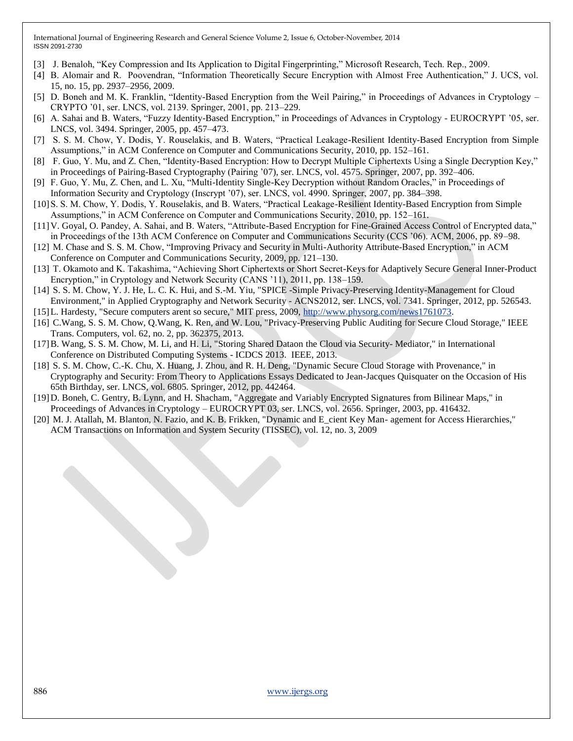- [3] J. Benaloh, “Key Compression and Its Application to Digital Fingerprinting,” Microsoft Research, Tech. Rep., 2009.
- [4] B. Alomair and R. Poovendran, “Information Theoretically Secure Encryption with Almost Free Authentication,” J. UCS, vol. 15, no. 15, pp. 2937–2956, 2009.
- [5] D. Boneh and M. K. Franklin, “Identity-Based Encryption from the Weil Pairing,” in Proceedings of Advances in Cryptology – CRYPTO ’01, ser. LNCS, vol. 2139. Springer, 2001, pp. 213–229.
- [6] A. Sahai and B. Waters, “Fuzzy Identity-Based Encryption,” in Proceedings of Advances in Cryptology - EUROCRYPT ’05, ser. LNCS, vol. 3494. Springer, 2005, pp. 457–473.
- [7] S. S. M. Chow, Y. Dodis, Y. Rouselakis, and B. Waters, “Practical Leakage-Resilient Identity-Based Encryption from Simple Assumptions,” in ACM Conference on Computer and Communications Security, 2010, pp. 152–161.
- [8] F. Guo, Y. Mu, and Z. Chen, “Identity-Based Encryption: How to Decrypt Multiple Ciphertexts Using a Single Decryption Key,” in Proceedings of Pairing-Based Cryptography (Pairing ’07), ser. LNCS, vol. 4575. Springer, 2007, pp. 392–406.
- [9] F. Guo, Y. Mu, Z. Chen, and L. Xu, “Multi-Identity Single-Key Decryption without Random Oracles,” in Proceedings of Information Security and Cryptology (Inscrypt ’07), ser. LNCS, vol. 4990. Springer, 2007, pp. 384–398.
- [10] S. S. M. Chow, Y. Dodis, Y. Rouselakis, and B. Waters, “Practical Leakage-Resilient Identity-Based Encryption from Simple Assumptions,” in ACM Conference on Computer and Communications Security, 2010, pp. 152–161.
- [11] V. Goyal, O. Pandey, A. Sahai, and B. Waters, “Attribute-Based Encryption for Fine-Grained Access Control of Encrypted data,” in Proceedings of the 13th ACM Conference on Computer and Communications Security (CCS ’06). ACM, 2006, pp. 89–98.
- [12] M. Chase and S. S. M. Chow, “Improving Privacy and Security in Multi-Authority Attribute-Based Encryption,” in ACM Conference on Computer and Communications Security, 2009, pp. 121–130.
- [13] T. Okamoto and K. Takashima, “Achieving Short Ciphertexts or Short Secret-Keys for Adaptively Secure General Inner-Product Encryption,” in Cryptology and Network Security (CANS ’11), 2011, pp. 138–159.
- [14] S. S. M. Chow, Y. J. He, L. C. K. Hui, and S.-M. Yiu, "SPICE -Simple Privacy-Preserving Identity-Management for Cloud Environment," in Applied Cryptography and Network Security - ACNS2012, ser. LNCS, vol. 7341. Springer, 2012, pp. 526543.
- [15] L. Hardesty, "Secure computers arent so secure," MIT press, 2009, http://www.physorg.com/news1761073.
- [16] C.Wang, S. S. M. Chow, Q.Wang, K. Ren, and W. Lou, "Privacy-Preserving Public Auditing for Secure Cloud Storage," IEEE Trans. Computers, vol. 62, no. 2, pp. 362375, 2013.
- [17] B. Wang, S. S. M. Chow, M. Li, and H. Li, "Storing Shared Dataon the Cloud via Security- Mediator," in International Conference on Distributed Computing Systems - ICDCS 2013. IEEE, 2013.
- [18] S. S. M. Chow, C.-K. Chu, X. Huang, J. Zhou, and R. H. Deng, "Dynamic Secure Cloud Storage with Provenance," in Cryptography and Security: From Theory to Applications Essays Dedicated to Jean-Jacques Quisquater on the Occasion of His 65th Birthday, ser. LNCS, vol. 6805. Springer, 2012, pp. 442464.
- [19] D. Boneh, C. Gentry, B. Lynn, and H. Shacham, "Aggregate and Variably Encrypted Signatures from Bilinear Maps," in Proceedings of Advances in Cryptology – EUROCRYPT 03, ser. LNCS, vol. 2656. Springer, 2003, pp. 416432.
- [20] M. J. Atallah, M. Blanton, N. Fazio, and K. B. Frikken, "Dynamic and E_cient Key Man- agement for Access Hierarchies," ACM Transactions on Information and System Security (TISSEC), vol. 12, no. 3, 2009